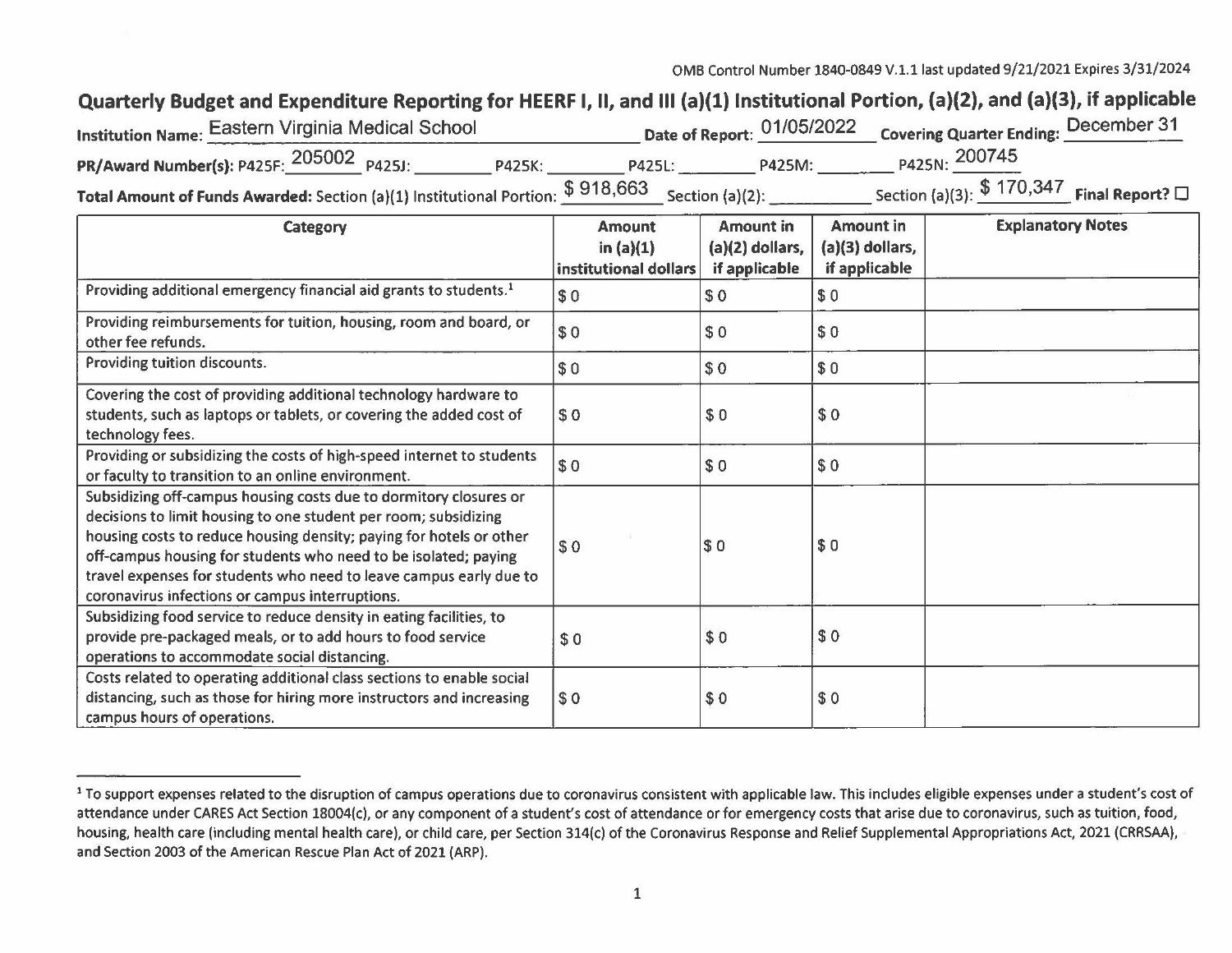OMB Control Number 1840-0849 V.1.1 last updated 9/21/2021 Expires 3/31/2024

## Quarterly Budget and Expenditure Reporting for HEERF I, II, and III (a)(1) Institutional Portion, (a)(2), and (a)(3), if applicable

**Institution Name:** Eastern Virginia Medical School **Date of Report:** 01/05/2022 **Covering Quarter Ending:** December 31

**PR/Award Number(s):** P425F: 205002 P425J: ________ P425K: ________ P425L: ________ P425M: ________ P425N: 200745

**Total Amount of Funds Awarded:** Section (a)(1) Institutional Portion: $ 918,663 Section (a)(2): ________ Section (a)(3): $ 170,347 **Final Report?** ☐

| Category | Amount in (a)(1) institutional dollars | Amount in (a)(2) dollars, if applicable | Amount in (a)(3) dollars, if applicable | Explanatory Notes |
|---|---|---|---|---|
| Providing additional emergency financial aid grants to students.[1] | $ 0 | $ 0 | $ 0 | |
| Providing reimbursements for tuition, housing, room and board, or other fee refunds. | $ 0 | $ 0 | $ 0 | |
| Providing tuition discounts. | $ 0 | $ 0 | $ 0 | |
| Covering the cost of providing additional technology hardware to students, such as laptops or tablets, or covering the added cost of technology fees. | $ 0 | $ 0 | $ 0 | |
| Providing or subsidizing the costs of high-speed internet to students or faculty to transition to an online environment. | $ 0 | $ 0 | $ 0 | |
| Subsidizing off-campus housing costs due to dormitory closures or decisions to limit housing to one student per room; subsidizing housing costs to reduce housing density; paying for hotels or other off-campus housing for students who need to be isolated; paying travel expenses for students who need to leave campus early due to coronavirus infections or campus interruptions. | $ 0 | $ 0 | $ 0 | |
| Subsidizing food service to reduce density in eating facilities, to provide pre-packaged meals, or to add hours to food service operations to accommodate social distancing. | $ 0 | $ 0 | $ 0 | |
| Costs related to operating additional class sections to enable social distancing, such as those for hiring more instructors and increasing campus hours of operations. | $ 0 | $ 0 | $ 0 | |

[1] To support expenses related to the disruption of campus operations due to coronavirus consistent with applicable law. This includes eligible expenses under a student's cost of attendance under CARES Act Section 18004(c), or any component of a student's cost of attendance or for emergency costs that arise due to coronavirus, such as tuition, food, housing, health care (including mental health care), or child care, per Section 314(c) of the Coronavirus Response and Relief Supplemental Appropriations Act, 2021 (CRRSAA), and Section 2003 of the American Rescue Plan Act of 2021 (ARP).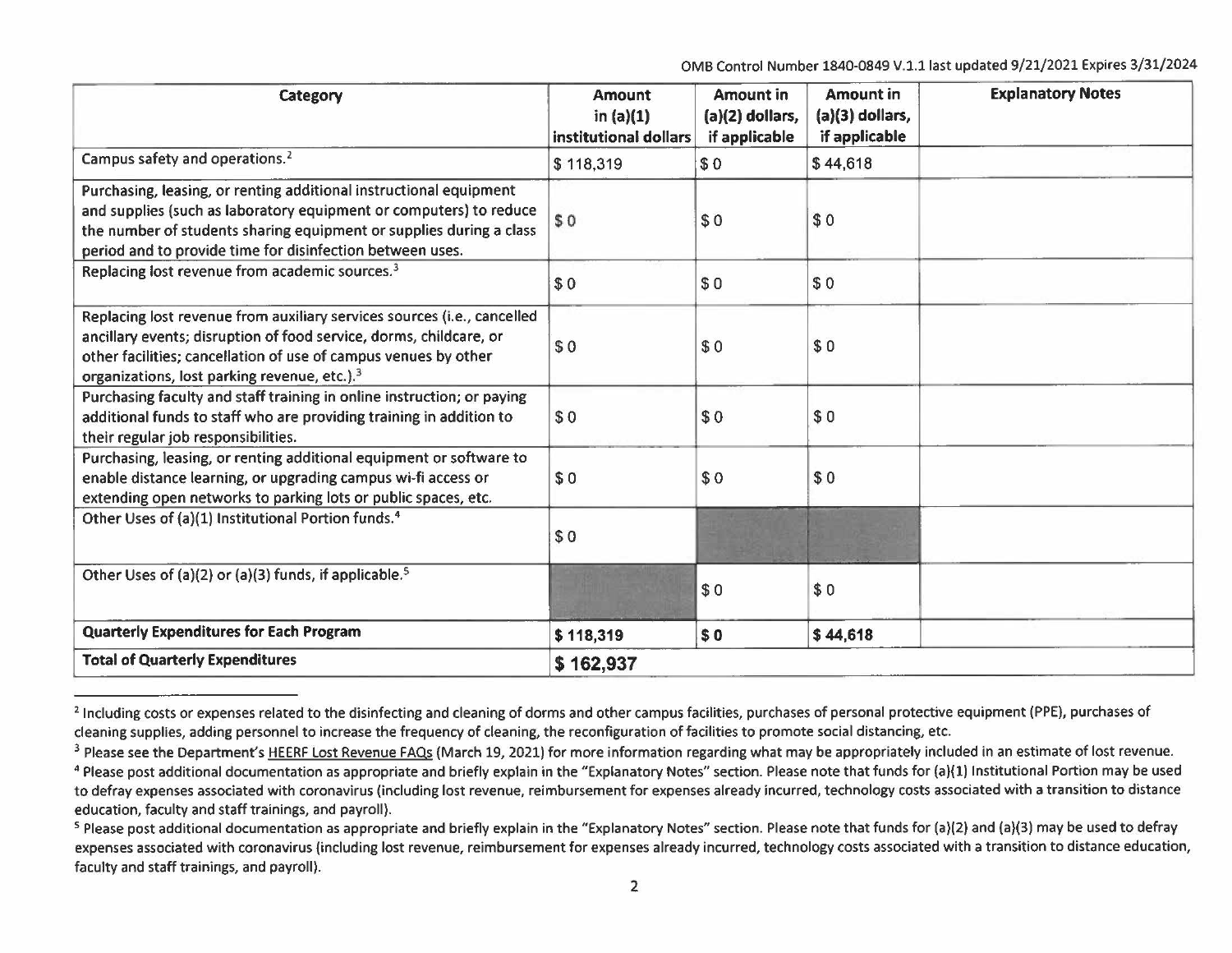OMB Control Number 1840-0849 V.1.1 last updated 9/21/2021 Expires 3/31/2024

| Category | Amount in (a)(1) institutional dollars | Amount in (a)(2) dollars, if applicable | Amount in (a)(3) dollars, if applicable | Explanatory Notes |
|---|---|---|---|---|
| Campus safety and operations.[2] | $ 118,319 | $ 0 | $ 44,618 | |
| Purchasing, leasing, or renting additional instructional equipment and supplies (such as laboratory equipment or computers) to reduce the number of students sharing equipment or supplies during a class period and to provide time for disinfection between uses. | $ 0 | $ 0 | $ 0 | |
| Replacing lost revenue from academic sources.[3] | $ 0 | $ 0 | $ 0 | |
| Replacing lost revenue from auxiliary services sources (i.e., cancelled ancillary events; disruption of food service, dorms, childcare, or other facilities; cancellation of use of campus venues by other organizations, lost parking revenue, etc.).[3] | $ 0 | $ 0 | $ 0 | |
| Purchasing faculty and staff training in online instruction; or paying additional funds to staff who are providing training in addition to their regular job responsibilities. | $ 0 | $ 0 | $ 0 | |
| Purchasing, leasing, or renting additional equipment or software to enable distance learning, or upgrading campus wi-fi access or extending open networks to parking lots or public spaces, etc. | $ 0 | $ 0 | $ 0 | |
| Other Uses of (a)(1) Institutional Portion funds.[4] | $ 0 | | | |
| Other Uses of (a)(2) or (a)(3) funds, if applicable.[5] | | $ 0 | $ 0 | |
| **Quarterly Expenditures for Each Program** | **$ 118,319** | **$ 0** | **$ 44,618** | |
| **Total of Quarterly Expenditures** | **$ 162,937** | | | |

[2] Including costs or expenses related to the disinfecting and cleaning of dorms and other campus facilities, purchases of personal protective equipment (PPE), purchases of cleaning supplies, adding personnel to increase the frequency of cleaning, the reconfiguration of facilities to promote social distancing, etc.

[3] Please see the Department's HEERF Lost Revenue FAQs (March 19, 2021) for more information regarding what may be appropriately included in an estimate of lost revenue.

[4] Please post additional documentation as appropriate and briefly explain in the "Explanatory Notes" section. Please note that funds for (a)(1) Institutional Portion may be used to defray expenses associated with coronavirus (including lost revenue, reimbursement for expenses already incurred, technology costs associated with a transition to distance education, faculty and staff trainings, and payroll).

[5] Please post additional documentation as appropriate and briefly explain in the "Explanatory Notes" section. Please note that funds for (a)(2) and (a)(3) may be used to defray expenses associated with coronavirus (including lost revenue, reimbursement for expenses already incurred, technology costs associated with a transition to distance education, faculty and staff trainings, and payroll).